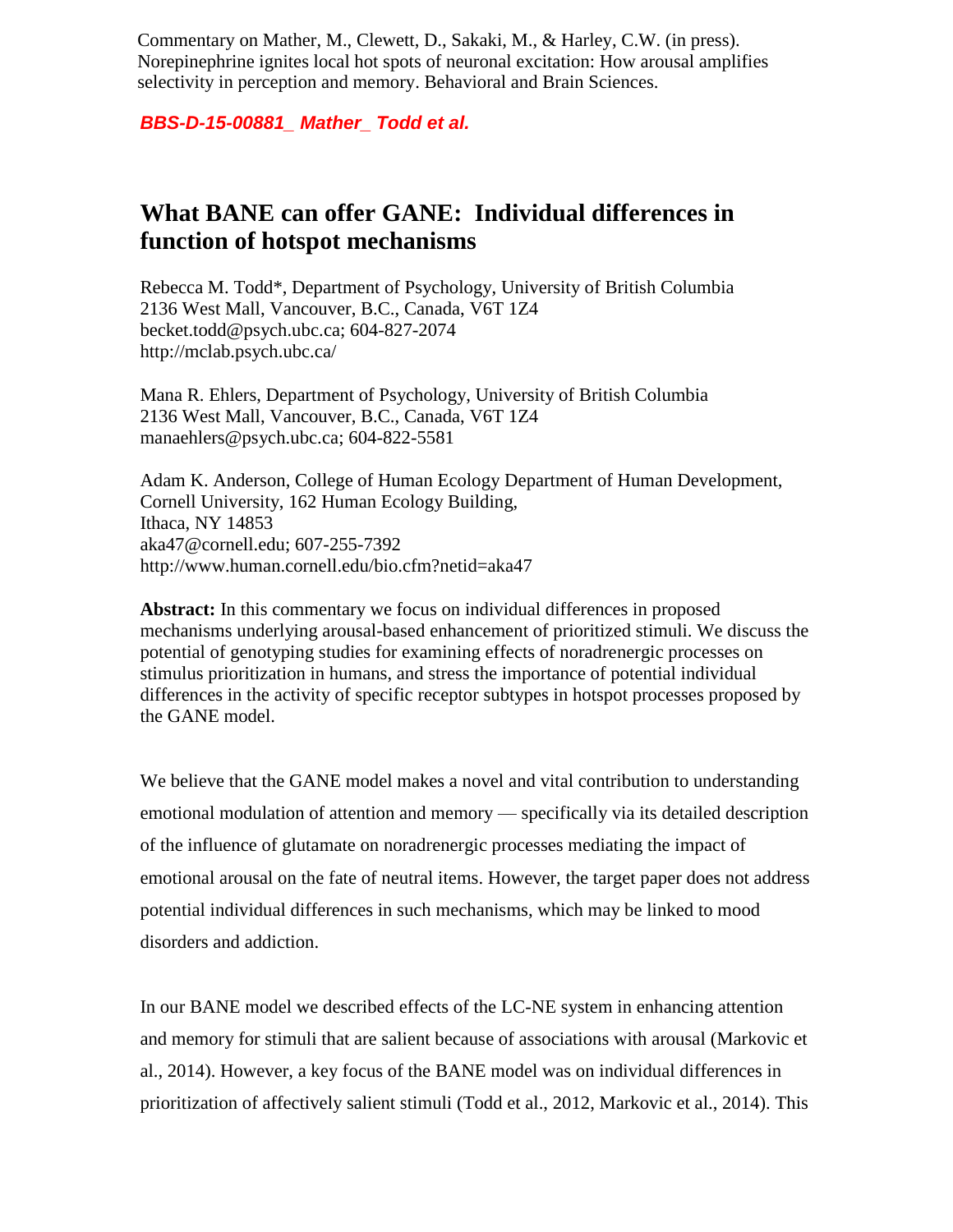Commentary on Mather, M., Clewett, D., Sakaki, M., & Harley, C.W. (in press). Norepinephrine ignites local hot spots of neuronal excitation: How arousal amplifies selectivity in perception and memory. Behavioral and Brain Sciences.

***BBS-D-15-00881_ Mather_ Todd et al.***

# What BANE can offer GANE: Individual differences in function of hotspot mechanisms

Rebecca M. Todd*, Department of Psychology, University of British Columbia
2136 West Mall, Vancouver, B.C., Canada, V6T 1Z4
becket.todd@psych.ubc.ca; 604-827-2074
http://mclab.psych.ubc.ca/

Mana R. Ehlers, Department of Psychology, University of British Columbia
2136 West Mall, Vancouver, B.C., Canada, V6T 1Z4
manaehlers@psych.ubc.ca; 604-822-5581

Adam K. Anderson, College of Human Ecology Department of Human Development, Cornell University, 162 Human Ecology Building,
Ithaca, NY 14853
aka47@cornell.edu; 607-255-7392
http://www.human.cornell.edu/bio.cfm?netid=aka47

**Abstract:** In this commentary we focus on individual differences in proposed mechanisms underlying arousal-based enhancement of prioritized stimuli. We discuss the potential of genotyping studies for examining effects of noradrenergic processes on stimulus prioritization in humans, and stress the importance of potential individual differences in the activity of specific receptor subtypes in hotspot processes proposed by the GANE model.

We believe that the GANE model makes a novel and vital contribution to understanding emotional modulation of attention and memory — specifically via its detailed description of the influence of glutamate on noradrenergic processes mediating the impact of emotional arousal on the fate of neutral items. However, the target paper does not address potential individual differences in such mechanisms, which may be linked to mood disorders and addiction.

In our BANE model we described effects of the LC-NE system in enhancing attention and memory for stimuli that are salient because of associations with arousal (Markovic et al., 2014). However, a key focus of the BANE model was on individual differences in prioritization of affectively salient stimuli (Todd et al., 2012, Markovic et al., 2014). This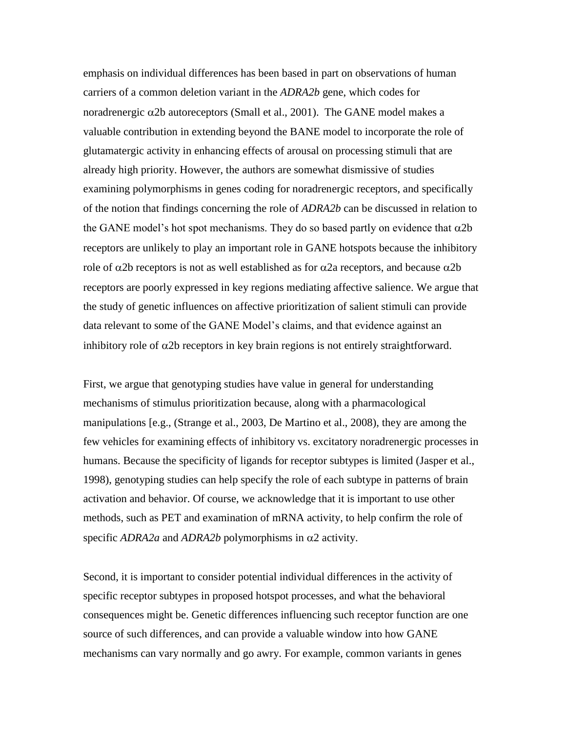emphasis on individual differences has been based in part on observations of human carriers of a common deletion variant in the *ADRA2b* gene, which codes for noradrenergic $\alpha$2b autoreceptors (Small et al., 2001). The GANE model makes a valuable contribution in extending beyond the BANE model to incorporate the role of glutamatergic activity in enhancing effects of arousal on processing stimuli that are already high priority. However, the authors are somewhat dismissive of studies examining polymorphisms in genes coding for noradrenergic receptors, and specifically of the notion that findings concerning the role of *ADRA2b* can be discussed in relation to the GANE model's hot spot mechanisms. They do so based partly on evidence that $\alpha$2b receptors are unlikely to play an important role in GANE hotspots because the inhibitory role of $\alpha$2b receptors is not as well established as for $\alpha$2a receptors, and because $\alpha$2b receptors are poorly expressed in key regions mediating affective salience. We argue that the study of genetic influences on affective prioritization of salient stimuli can provide data relevant to some of the GANE Model's claims, and that evidence against an inhibitory role of $\alpha$2b receptors in key brain regions is not entirely straightforward.

First, we argue that genotyping studies have value in general for understanding mechanisms of stimulus prioritization because, along with a pharmacological manipulations [e.g., (Strange et al., 2003, De Martino et al., 2008), they are among the few vehicles for examining effects of inhibitory vs. excitatory noradrenergic processes in humans. Because the specificity of ligands for receptor subtypes is limited (Jasper et al., 1998), genotyping studies can help specify the role of each subtype in patterns of brain activation and behavior. Of course, we acknowledge that it is important to use other methods, such as PET and examination of mRNA activity, to help confirm the role of specific *ADRA2a* and *ADRA2b* polymorphisms in $\alpha$2 activity.

Second, it is important to consider potential individual differences in the activity of specific receptor subtypes in proposed hotspot processes, and what the behavioral consequences might be. Genetic differences influencing such receptor function are one source of such differences, and can provide a valuable window into how GANE mechanisms can vary normally and go awry. For example, common variants in genes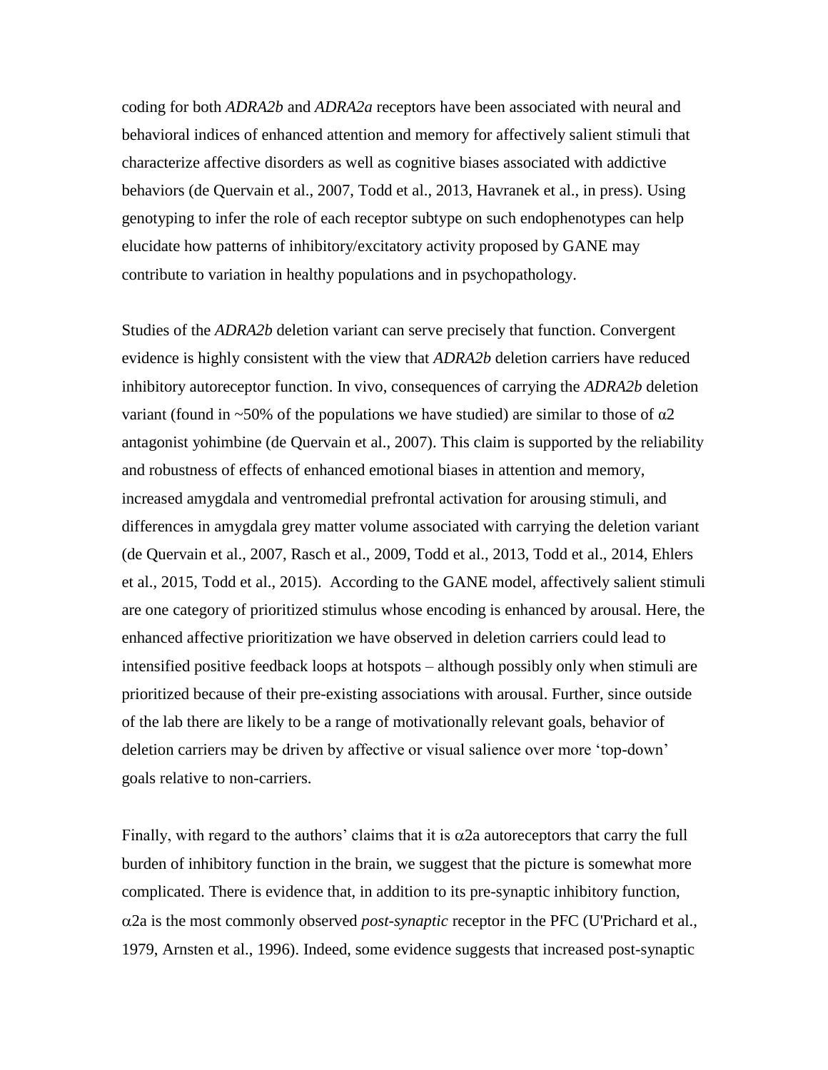coding for both *ADRA2b* and *ADRA2a* receptors have been associated with neural and behavioral indices of enhanced attention and memory for affectively salient stimuli that characterize affective disorders as well as cognitive biases associated with addictive behaviors (de Quervain et al., 2007, Todd et al., 2013, Havranek et al., in press). Using genotyping to infer the role of each receptor subtype on such endophenotypes can help elucidate how patterns of inhibitory/excitatory activity proposed by GANE may contribute to variation in healthy populations and in psychopathology.

Studies of the *ADRA2b* deletion variant can serve precisely that function. Convergent evidence is highly consistent with the view that *ADRA2b* deletion carriers have reduced inhibitory autoreceptor function. In vivo, consequences of carrying the *ADRA2b* deletion variant (found in ~50% of the populations we have studied) are similar to those of $\alpha 2$ antagonist yohimbine (de Quervain et al., 2007). This claim is supported by the reliability and robustness of effects of enhanced emotional biases in attention and memory, increased amygdala and ventromedial prefrontal activation for arousing stimuli, and differences in amygdala grey matter volume associated with carrying the deletion variant (de Quervain et al., 2007, Rasch et al., 2009, Todd et al., 2013, Todd et al., 2014, Ehlers et al., 2015, Todd et al., 2015). According to the GANE model, affectively salient stimuli are one category of prioritized stimulus whose encoding is enhanced by arousal. Here, the enhanced affective prioritization we have observed in deletion carriers could lead to intensified positive feedback loops at hotspots – although possibly only when stimuli are prioritized because of their pre-existing associations with arousal. Further, since outside of the lab there are likely to be a range of motivationally relevant goals, behavior of deletion carriers may be driven by affective or visual salience over more 'top-down' goals relative to non-carriers.

Finally, with regard to the authors' claims that it is $\alpha 2a$ autoreceptors that carry the full burden of inhibitory function in the brain, we suggest that the picture is somewhat more complicated. There is evidence that, in addition to its pre-synaptic inhibitory function, $\alpha 2a$ is the most commonly observed *post-synaptic* receptor in the PFC (U'Prichard et al., 1979, Arnsten et al., 1996). Indeed, some evidence suggests that increased post-synaptic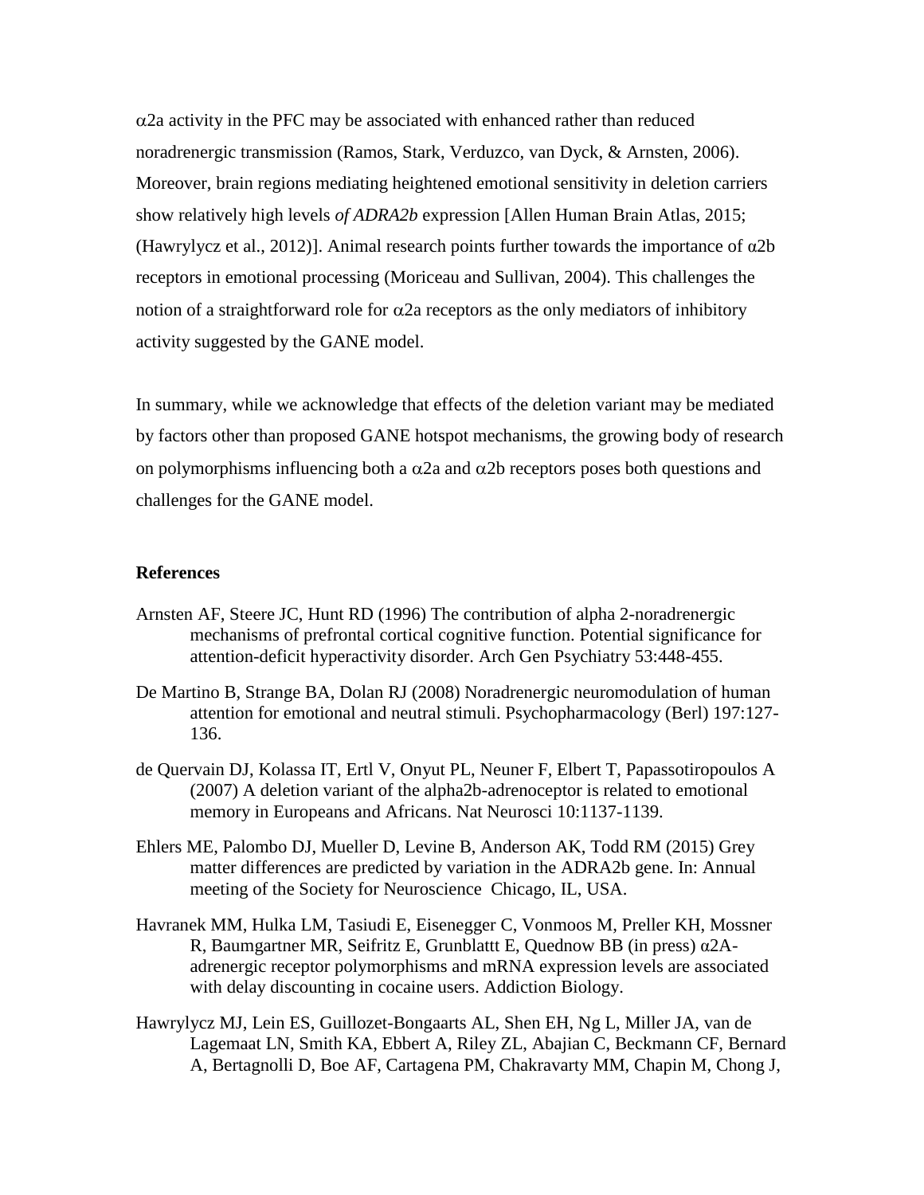α2a activity in the PFC may be associated with enhanced rather than reduced noradrenergic transmission (Ramos, Stark, Verduzco, van Dyck, & Arnsten, 2006). Moreover, brain regions mediating heightened emotional sensitivity in deletion carriers show relatively high levels *of ADRA2b* expression [Allen Human Brain Atlas, 2015; (Hawrylycz et al., 2012)]. Animal research points further towards the importance of α2b receptors in emotional processing (Moriceau and Sullivan, 2004). This challenges the notion of a straightforward role for α2a receptors as the only mediators of inhibitory activity suggested by the GANE model.

In summary, while we acknowledge that effects of the deletion variant may be mediated by factors other than proposed GANE hotspot mechanisms, the growing body of research on polymorphisms influencing both a α2a and α2b receptors poses both questions and challenges for the GANE model.

**References**

Arnsten AF, Steere JC, Hunt RD (1996) The contribution of alpha 2-noradrenergic mechanisms of prefrontal cortical cognitive function. Potential significance for attention-deficit hyperactivity disorder. Arch Gen Psychiatry 53:448-455.

De Martino B, Strange BA, Dolan RJ (2008) Noradrenergic neuromodulation of human attention for emotional and neutral stimuli. Psychopharmacology (Berl) 197:127-136.

de Quervain DJ, Kolassa IT, Ertl V, Onyut PL, Neuner F, Elbert T, Papassotiropoulos A (2007) A deletion variant of the alpha2b-adrenoceptor is related to emotional memory in Europeans and Africans. Nat Neurosci 10:1137-1139.

Ehlers ME, Palombo DJ, Mueller D, Levine B, Anderson AK, Todd RM (2015) Grey matter differences are predicted by variation in the ADRA2b gene. In: Annual meeting of the Society for Neuroscience Chicago, IL, USA.

Havranek MM, Hulka LM, Tasiudi E, Eisenegger C, Vonmoos M, Preller KH, Mossner R, Baumgartner MR, Seifritz E, Grunblattt E, Quednow BB (in press) α2A-adrenergic receptor polymorphisms and mRNA expression levels are associated with delay discounting in cocaine users. Addiction Biology.

Hawrylycz MJ, Lein ES, Guillozet-Bongaarts AL, Shen EH, Ng L, Miller JA, van de Lagemaat LN, Smith KA, Ebbert A, Riley ZL, Abajian C, Beckmann CF, Bernard A, Bertagnolli D, Boe AF, Cartagena PM, Chakravarty MM, Chapin M, Chong J,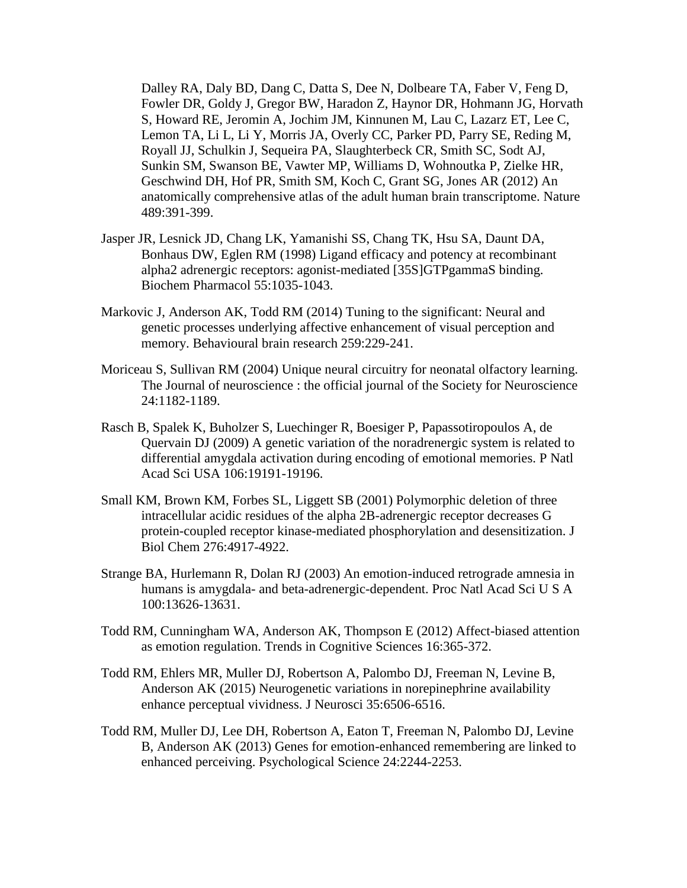Dalley RA, Daly BD, Dang C, Datta S, Dee N, Dolbeare TA, Faber V, Feng D, Fowler DR, Goldy J, Gregor BW, Haradon Z, Haynor DR, Hohmann JG, Horvath S, Howard RE, Jeromin A, Jochim JM, Kinnunen M, Lau C, Lazarz ET, Lee C, Lemon TA, Li L, Li Y, Morris JA, Overly CC, Parker PD, Parry SE, Reding M, Royall JJ, Schulkin J, Sequeira PA, Slaughterbeck CR, Smith SC, Sodt AJ, Sunkin SM, Swanson BE, Vawter MP, Williams D, Wohnoutka P, Zielke HR, Geschwind DH, Hof PR, Smith SM, Koch C, Grant SG, Jones AR (2012) An anatomically comprehensive atlas of the adult human brain transcriptome. Nature 489:391-399.

Jasper JR, Lesnick JD, Chang LK, Yamanishi SS, Chang TK, Hsu SA, Daunt DA, Bonhaus DW, Eglen RM (1998) Ligand efficacy and potency at recombinant alpha2 adrenergic receptors: agonist-mediated [35S]GTPgammaS binding. Biochem Pharmacol 55:1035-1043.

Markovic J, Anderson AK, Todd RM (2014) Tuning to the significant: Neural and genetic processes underlying affective enhancement of visual perception and memory. Behavioural brain research 259:229-241.

Moriceau S, Sullivan RM (2004) Unique neural circuitry for neonatal olfactory learning. The Journal of neuroscience : the official journal of the Society for Neuroscience 24:1182-1189.

Rasch B, Spalek K, Buholzer S, Luechinger R, Boesiger P, Papassotiropoulos A, de Quervain DJ (2009) A genetic variation of the noradrenergic system is related to differential amygdala activation during encoding of emotional memories. P Natl Acad Sci USA 106:19191-19196.

Small KM, Brown KM, Forbes SL, Liggett SB (2001) Polymorphic deletion of three intracellular acidic residues of the alpha 2B-adrenergic receptor decreases G protein-coupled receptor kinase-mediated phosphorylation and desensitization. J Biol Chem 276:4917-4922.

Strange BA, Hurlemann R, Dolan RJ (2003) An emotion-induced retrograde amnesia in humans is amygdala- and beta-adrenergic-dependent. Proc Natl Acad Sci U S A 100:13626-13631.

Todd RM, Cunningham WA, Anderson AK, Thompson E (2012) Affect-biased attention as emotion regulation. Trends in Cognitive Sciences 16:365-372.

Todd RM, Ehlers MR, Muller DJ, Robertson A, Palombo DJ, Freeman N, Levine B, Anderson AK (2015) Neurogenetic variations in norepinephrine availability enhance perceptual vividness. J Neurosci 35:6506-6516.

Todd RM, Muller DJ, Lee DH, Robertson A, Eaton T, Freeman N, Palombo DJ, Levine B, Anderson AK (2013) Genes for emotion-enhanced remembering are linked to enhanced perceiving. Psychological Science 24:2244-2253.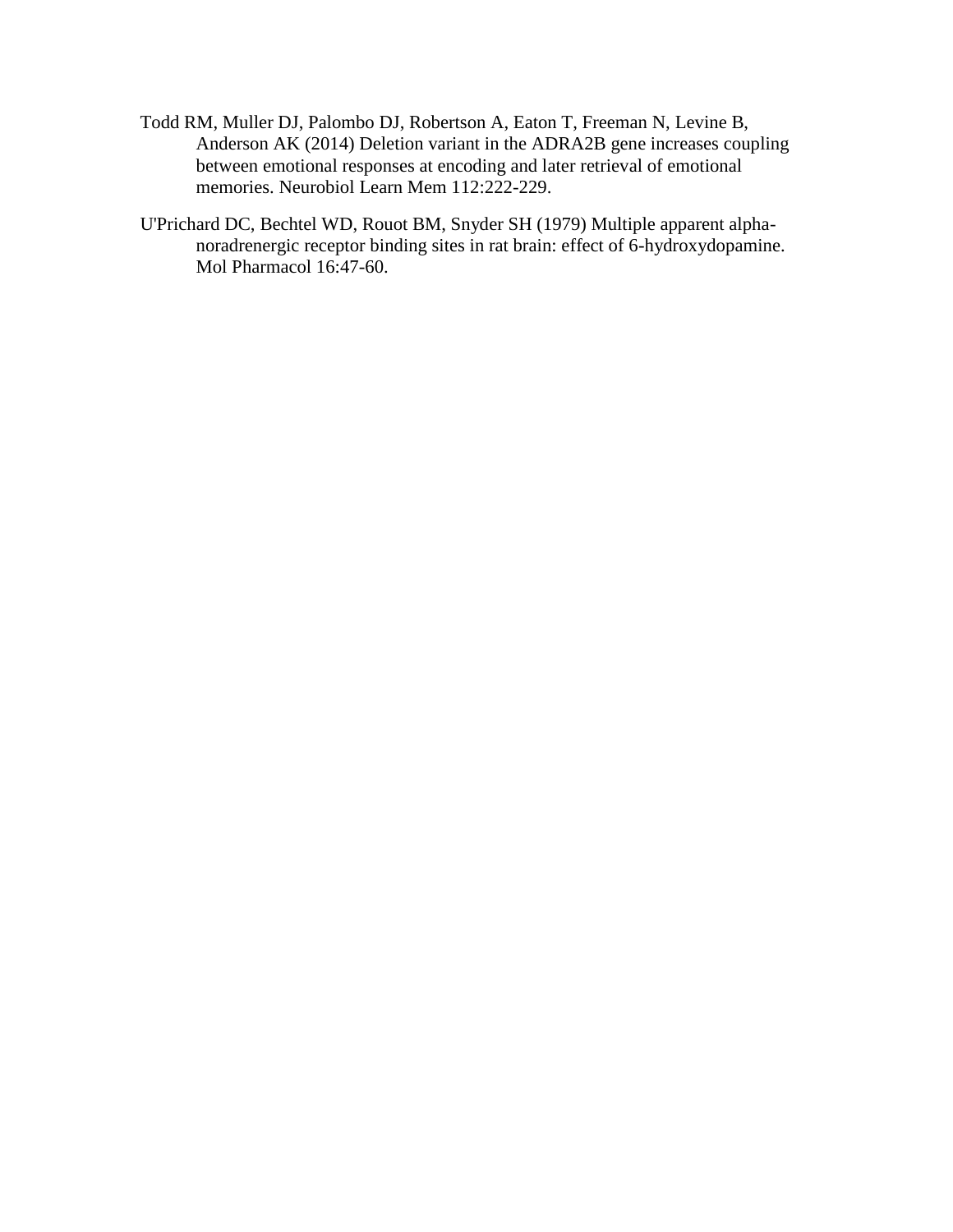Todd RM, Muller DJ, Palombo DJ, Robertson A, Eaton T, Freeman N, Levine B, Anderson AK (2014) Deletion variant in the ADRA2B gene increases coupling between emotional responses at encoding and later retrieval of emotional memories. Neurobiol Learn Mem 112:222-229.

U'Prichard DC, Bechtel WD, Rouot BM, Snyder SH (1979) Multiple apparent alpha-noradrenergic receptor binding sites in rat brain: effect of 6-hydroxydopamine. Mol Pharmacol 16:47-60.